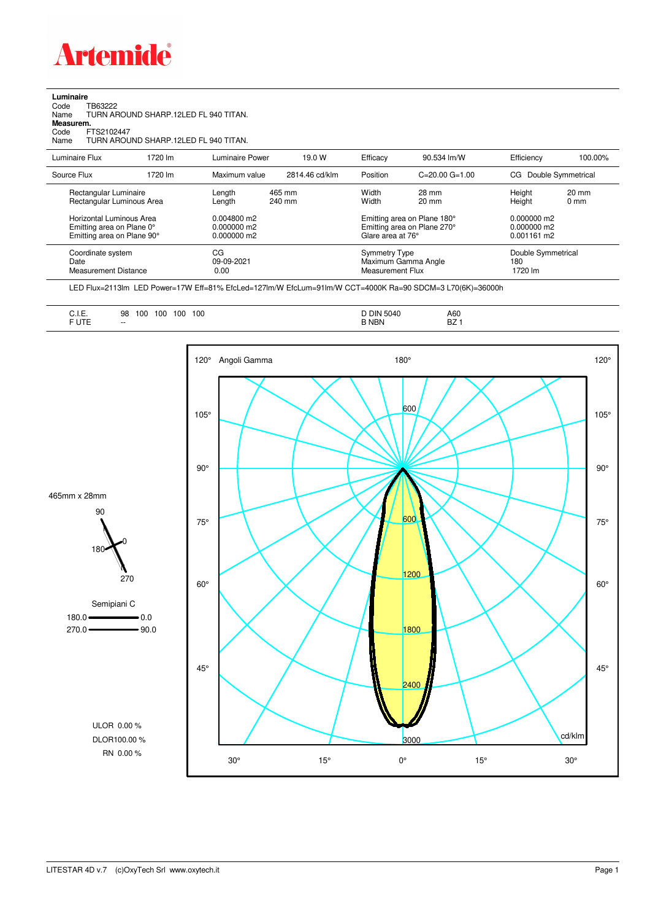# Artemide

**Luminaire**

Code TB63222

Name TURN AROUND SHARP.12LED FL 940 TITAN.

**Measurem.**

Code FTS2102447

Name TURN AROUND SHARP.12LED FL 940 TITAN.

| Luminaire Flux | 1720 lm | Luminaire Power | 19.0 W | Efficacy | 90.534 lm/W | Efficiency | 100.00% |
|---|---|---|---|---|---|---|---|
| Source Flux | 1720 lm | Maximum value | 2814.46 cd/klm | Position | C=20.00 G=1.00 | CG Double Symmetrical | |

| | | | | |
|---|---|---|---|---|
| Rectangular Luminaire | Length 465 mm | Width 28 mm | Height 20 mm |
| Rectangular Luminous Area | Length 240 mm | Width 20 mm | Height 0 mm |
| Horizontal Luminous Area | 0.004800 m2 | Emitting area on Plane 180° | 0.000000 m2 |
| Emitting area on Plane 0° | 0.000000 m2 | Emitting area on Plane 270° | 0.000000 m2 |
| Emitting area on Plane 90° | 0.000000 m2 | Glare area at 76° | 0.001161 m2 |

| | | | |
|---|---|---|---|
| Coordinate system | CG | Symmetry Type | Double Symmetrical |
| Date | 09-09-2021 | Maximum Gamma Angle | 180 |
| Measurement Distance | 0.00 | Measurement Flux | 1720 lm |

LED Flux=2113lm LED Power=17W Eff=81% EfcLed=127lm/W EfcLum=91lm/W CCT=4000K Ra=90 SDCM=3 L70(6K)=36000h

| | | | |
|---|---|---|---|
| C.I.E. | 98 100 100 100 100 | D DIN 5040 | A60 |
| F UTE | -- | B NBN | BZ 1 |

465mm x 28mm

Semipiani C

180.0 — 0.0

270.0 — 90.0

ULOR 0.00 %

DLOR100.00 %

RN 0.00 %

Angoli Gamma — cd/klm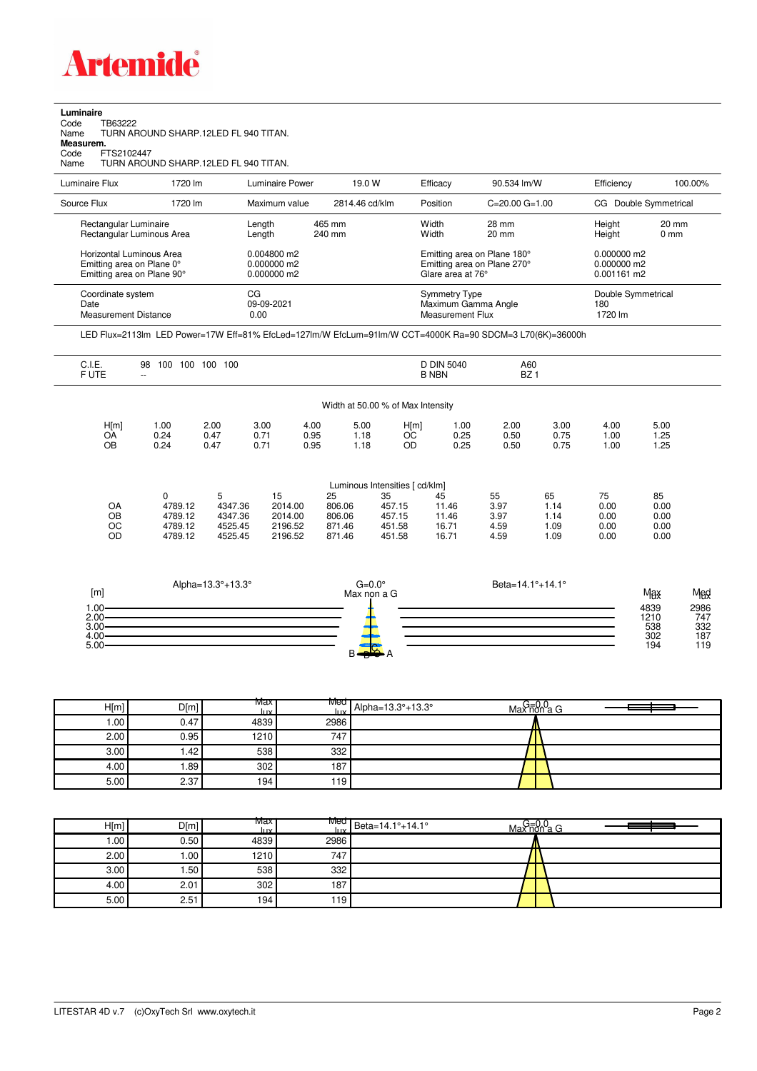**Artemide**

**Luminaire**
Code TB63222
Name TURN AROUND SHARP.12LED FL 940 TITAN.
**Measurem.**
Code FTS2102447
Name TURN AROUND SHARP.12LED FL 940 TITAN.

| | | | | | | | |
|---|---|---|---|---|---|---|---|
| Luminaire Flux | 1720 lm | Luminaire Power | 19.0 W | Efficacy | 90.534 lm/W | Efficiency | 100.00% |
| Source Flux | 1720 lm | Maximum value | 2814.46 cd/klm | Position | C=20.00 G=1.00 | CG | Double Symmetrical |
| Rectangular Luminaire | | Length | 465 mm | Width | 28 mm | Height | 20 mm |
| Rectangular Luminous Area | | Length | 240 mm | Width | 20 mm | Height | 0 mm |
| Horizontal Luminous Area | | 0.004800 m2 | | Emitting area on Plane 180° | | 0.000000 m2 | |
| Emitting area on Plane 0° | | 0.000000 m2 | | Emitting area on Plane 270° | | 0.000000 m2 | |
| Emitting area on Plane 90° | | 0.000000 m2 | | Glare area at 76° | | 0.001161 m2 | |
| Coordinate system | | CG | | Symmetry Type | | Double Symmetrical | |
| Date | | 09-09-2021 | | Maximum Gamma Angle | | 180 | |
| Measurement Distance | | 0.00 | | Measurement Flux | | 1720 lm | |

LED Flux=2113lm LED Power=17W Eff=81% EfcLed=127lm/W EfcLum=91lm/W CCT=4000K Ra=90 SDCM=3 L70(6K)=36000h

| | | | |
|---|---|---|---|
| C.I.E. | 98 100 100 100 100 | D DIN 5040 | A60 |
| F UTE | -- | B NBN | BZ 1 |

Width at 50.00 % of Max Intensity

| H[m] | 1.00 | 2.00 | 3.00 | 4.00 | 5.00 | H[m] | 1.00 | 2.00 | 3.00 | 4.00 | 5.00 |
|---|---|---|---|---|---|---|---|---|---|---|---|
| OA | 0.24 | 0.47 | 0.71 | 0.95 | 1.18 | OC | 0.25 | 0.50 | 0.75 | 1.00 | 1.25 |
| OB | 0.24 | 0.47 | 0.71 | 0.95 | 1.18 | OD | 0.25 | 0.50 | 0.75 | 1.00 | 1.25 |

Luminous Intensities [ cd/klm]

| | 0 | 5 | 15 | 25 | 35 | 45 | 55 | 65 | 75 | 85 |
|---|---|---|---|---|---|---|---|---|---|---|
| OA | 4789.12 | 4347.36 | 2014.00 | 806.06 | 457.15 | 11.46 | 3.97 | 1.14 | 0.00 | 0.00 |
| OB | 4789.12 | 4347.36 | 2014.00 | 806.06 | 457.15 | 11.46 | 3.97 | 1.14 | 0.00 | 0.00 |
| OC | 4789.12 | 4525.45 | 2196.52 | 871.46 | 451.58 | 16.71 | 4.59 | 1.09 | 0.00 | 0.00 |
| OD | 4789.12 | 4525.45 | 2196.52 | 871.46 | 451.58 | 16.71 | 4.59 | 1.09 | 0.00 | 0.00 |

Alpha=13.3°+13.3°
G=0.0°
Max non a G
Beta=14.1°+14.1°

| [m] | Max lux | Med lux |
|---|---|---|
| 1.00 | 4839 | 2986 |
| 2.00 | 1210 | 747 |
| 3.00 | 538 | 332 |
| 4.00 | 302 | 187 |
| 5.00 | 194 | 119 |

| H[m] | D[m] | Max lux | Med lux | Alpha=13.3°+13.3° |
|---|---|---|---|---|
| 1.00 | 0.47 | 4839 | 2986 | |
| 2.00 | 0.95 | 1210 | 747 | |
| 3.00 | 1.42 | 538 | 332 | |
| 4.00 | 1.89 | 302 | 187 | |
| 5.00 | 2.37 | 194 | 119 | |

| H[m] | D[m] | Max lux | Med lux | Beta=14.1°+14.1° |
|---|---|---|---|---|
| 1.00 | 0.50 | 4839 | 2986 | |
| 2.00 | 1.00 | 1210 | 747 | |
| 3.00 | 1.50 | 538 | 332 | |
| 4.00 | 2.01 | 302 | 187 | |
| 5.00 | 2.51 | 194 | 119 | |

LITESTAR 4D v.7 (c)OxyTech Srl www.oxytech.it